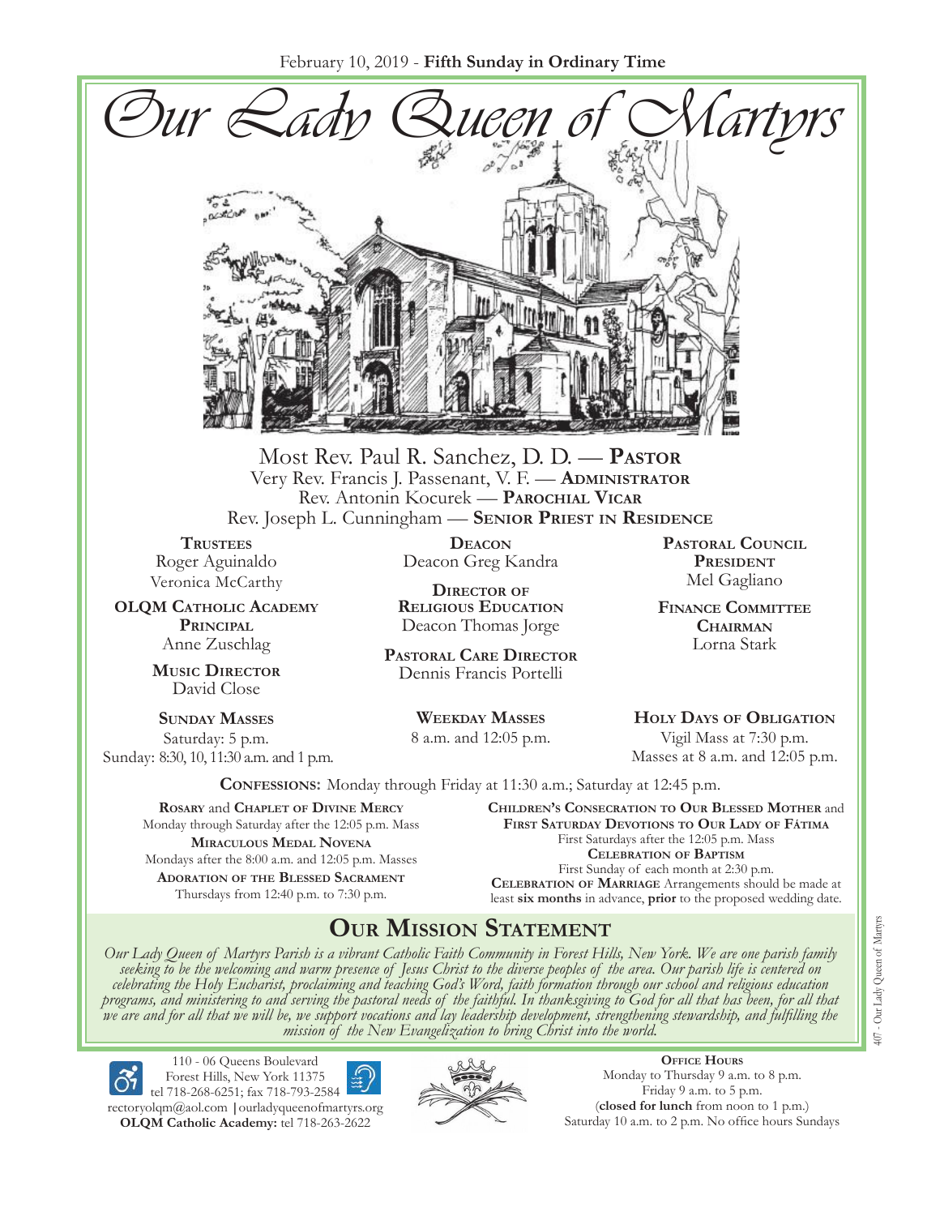February 10, 2019 - **Fifth Sunday in Ordinary Time**

# Our Lady Queen of Martyrs

Most Rev. Paul R. Sanchez, D. D. — **Pastor**
Very Rev. Francis J. Passenant, V. F. — **Administrator**
Rev. Antonin Kocurek — **Parochial Vicar**
Rev. Joseph L. Cunningham — **Senior Priest in Residence**

**Trustees**
Roger Aguinaldo
Veronica McCarthy

**OLQM Catholic Academy Principal**
Anne Zuschlag

**Music Director**
David Close

**Deacon**
Deacon Greg Kandra

**Director of Religious Education**
Deacon Thomas Jorge

**Pastoral Care Director**
Dennis Francis Portelli

**Pastoral Council President**
Mel Gagliano

**Finance Committee Chairman**
Lorna Stark

**Sunday Masses**
Saturday: 5 p.m.
Sunday: 8:30, 10, 11:30 a.m. and 1 p.m.

**Weekday Masses**
8 a.m. and 12:05 p.m.

**Holy Days of Obligation**
Vigil Mass at 7:30 p.m.
Masses at 8 a.m. and 12:05 p.m.

**Confessions:** Monday through Friday at 11:30 a.m.; Saturday at 12:45 p.m.

**Rosary** and **Chaplet of Divine Mercy**
Monday through Saturday after the 12:05 p.m. Mass

**Miraculous Medal Novena**
Mondays after the 8:00 a.m. and 12:05 p.m. Masses

**Adoration of the Blessed Sacrament**
Thursdays from 12:40 p.m. to 7:30 p.m.

**Children's Consecration to Our Blessed Mother** and **First Saturday Devotions to Our Lady of Fátima**
First Saturdays after the 12:05 p.m. Mass

**Celebration of Baptism**
First Sunday of each month at 2:30 p.m.

**Celebration of Marriage** Arrangements should be made at least **six months** in advance, **prior** to the proposed wedding date.

## Our Mission Statement

*Our Lady Queen of Martyrs Parish is a vibrant Catholic Faith Community in Forest Hills, New York. We are one parish family seeking to be the welcoming and warm presence of Jesus Christ to the diverse peoples of the area. Our parish life is centered on celebrating the Holy Eucharist, proclaiming and teaching God's Word, faith formation through our school and religious education programs, and ministering to and serving the pastoral needs of the faithful. In thanksgiving to God for all that has been, for all that we are and for all that we will be, we support vocations and lay leadership development, strengthening stewardship, and fulfilling the mission of the New Evangelization to bring Christ into the world.*

110 - 06 Queens Boulevard
Forest Hills, New York 11375
tel 718-268-6251; fax 718-793-2584
rectoryolqm@aol.com | ourladyqueenofmartyrs.org
**OLQM Catholic Academy:** tel 718-263-2622

**Office Hours**
Monday to Thursday 9 a.m. to 8 p.m.
Friday 9 a.m. to 5 p.m.
(**closed for lunch** from noon to 1 p.m.)
Saturday 10 a.m. to 2 p.m. No office hours Sundays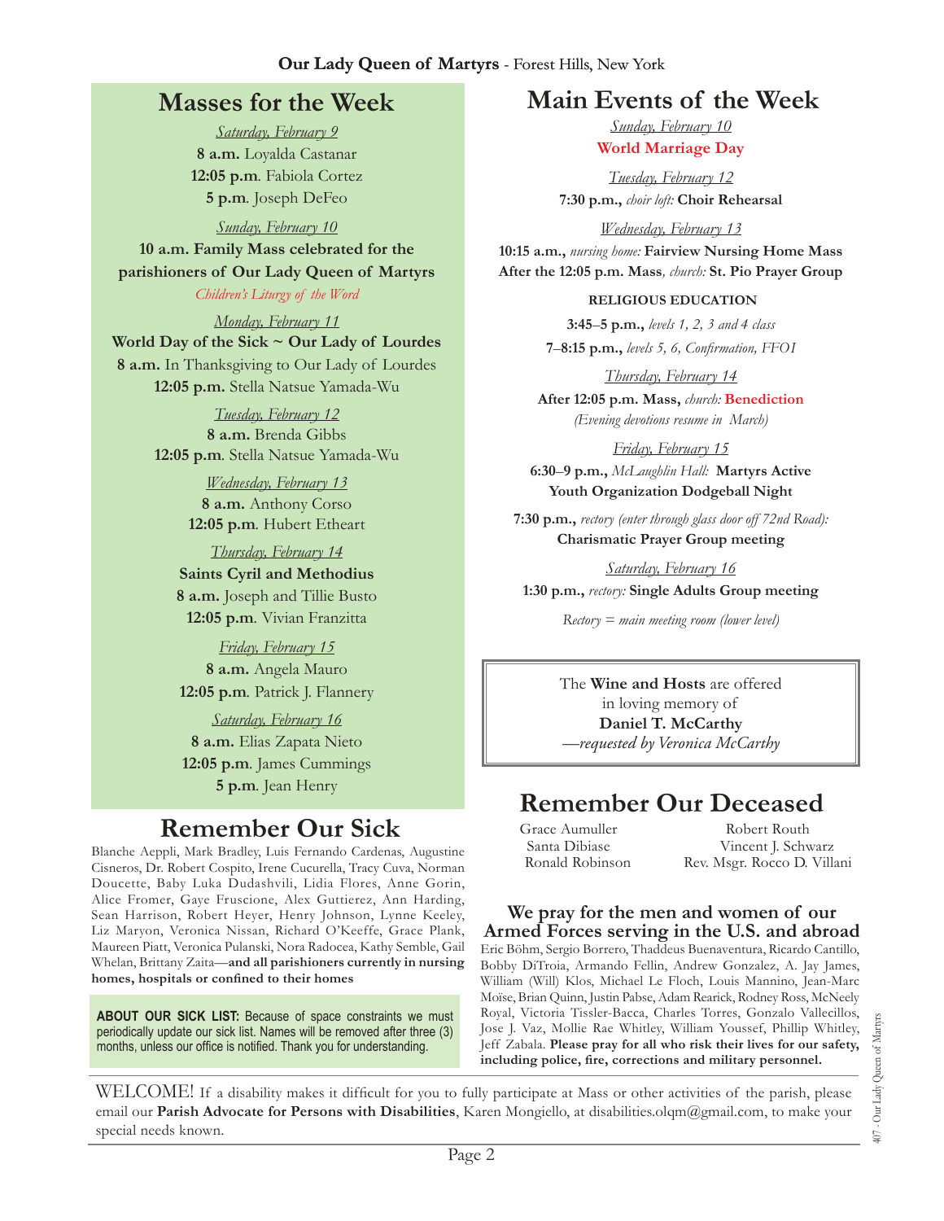**Our Lady Queen of Martyrs** - Forest Hills, New York

## Masses for the Week

*Saturday, February 9*
**8 a.m.** Loyalda Castanar
**12:05 p.m**. Fabiola Cortez
**5 p.m**. Joseph DeFeo

*Sunday, February 10*
**10 a.m. Family Mass celebrated for the parishioners of Our Lady Queen of Martyrs**
*Children's Liturgy of the Word*

*Monday, February 11*
**World Day of the Sick ~ Our Lady of Lourdes**
**8 a.m.** In Thanksgiving to Our Lady of Lourdes
**12:05 p.m.** Stella Natsue Yamada-Wu

*Tuesday, February 12*
**8 a.m.** Brenda Gibbs
**12:05 p.m**. Stella Natsue Yamada-Wu

*Wednesday, February 13*
**8 a.m.** Anthony Corso
**12:05 p.m**. Hubert Etheart

*Thursday, February 14*
**Saints Cyril and Methodius**
**8 a.m.** Joseph and Tillie Busto
**12:05 p.m**. Vivian Franzitta

*Friday, February 15*
**8 a.m.** Angela Mauro
**12:05 p.m**. Patrick J. Flannery

*Saturday, February 16*
**8 a.m.** Elias Zapata Nieto
**12:05 p.m**. James Cummings
**5 p.m**. Jean Henry

## Remember Our Sick

Blanche Aeppli, Mark Bradley, Luis Fernando Cardenas, Augustine Cisneros, Dr. Robert Cospito, Irene Cucurella, Tracy Cuva, Norman Doucette, Baby Luka Dudashvili, Lidia Flores, Anne Gorin, Alice Fromer, Gaye Fruscione, Alex Guttierez, Ann Harding, Sean Harrison, Robert Heyer, Henry Johnson, Lynne Keeley, Liz Maryon, Veronica Nissan, Richard O'Keeffe, Grace Plank, Maureen Piatt, Veronica Pulanski, Nora Radocea, Kathy Semble, Gail Whelan, Brittany Zaita—**and all parishioners currently in nursing homes, hospitals or confined to their homes**

**ABOUT OUR SICK LIST:** Because of space constraints we must periodically update our sick list. Names will be removed after three (3) months, unless our office is notified. Thank you for understanding.

## Main Events of the Week

*Sunday, February 10*
**World Marriage Day**

*Tuesday, February 12*
**7:30 p.m.,** *choir loft:* **Choir Rehearsal**

*Wednesday, February 13*
**10:15 a.m.,** *nursing home:* **Fairview Nursing Home Mass**
**After the 12:05 p.m. Mass**, *church:* **St. Pio Prayer Group**

**RELIGIOUS EDUCATION**
**3:45–5 p.m.,** *levels 1, 2, 3 and 4 class*
**7–8:15 p.m.,** *levels 5, 6, Confirmation, FFOI*

*Thursday, February 14*
**After 12:05 p.m. Mass,** *church:* **Benediction**
*(Evening devotions resume in March)*

*Friday, February 15*
**6:30–9 p.m.,** *McLaughlin Hall:* **Martyrs Active Youth Organization Dodgeball Night**

**7:30 p.m.,** *rectory (enter through glass door off 72nd Road):* **Charismatic Prayer Group meeting**

*Saturday, February 16*
**1:30 p.m.,** *rectory:* **Single Adults Group meeting**

*Rectory = main meeting room (lower level)*

The **Wine and Hosts** are offered in loving memory of
**Daniel T. McCarthy**
*—requested by Veronica McCarthy*

## Remember Our Deceased

Grace Aumuller
Santa Dibiase
Ronald Robinson
Robert Routh
Vincent J. Schwarz
Rev. Msgr. Rocco D. Villani

### We pray for the men and women of our Armed Forces serving in the U.S. and abroad

Eric Böhm, Sergio Borrero, Thaddeus Buenaventura, Ricardo Cantillo, Bobby DiTroia, Armando Fellin, Andrew Gonzalez, A. Jay James, William (Will) Klos, Michael Le Floch, Louis Mannino, Jean-Marc Moïse, Brian Quinn, Justin Pabse, Adam Rearick, Rodney Ross, McNeely Royal, Victoria Tissler-Bacca, Charles Torres, Gonzalo Vallecillos, Jose J. Vaz, Mollie Rae Whitley, William Youssef, Phillip Whitley, Jeff Zabala. **Please pray for all who risk their lives for our safety, including police, fire, corrections and military personnel.**

WELCOME! If a disability makes it difficult for you to fully participate at Mass or other activities of the parish, please email our **Parish Advocate for Persons with Disabilities**, Karen Mongiello, at disabilities.olqm@gmail.com, to make your special needs known.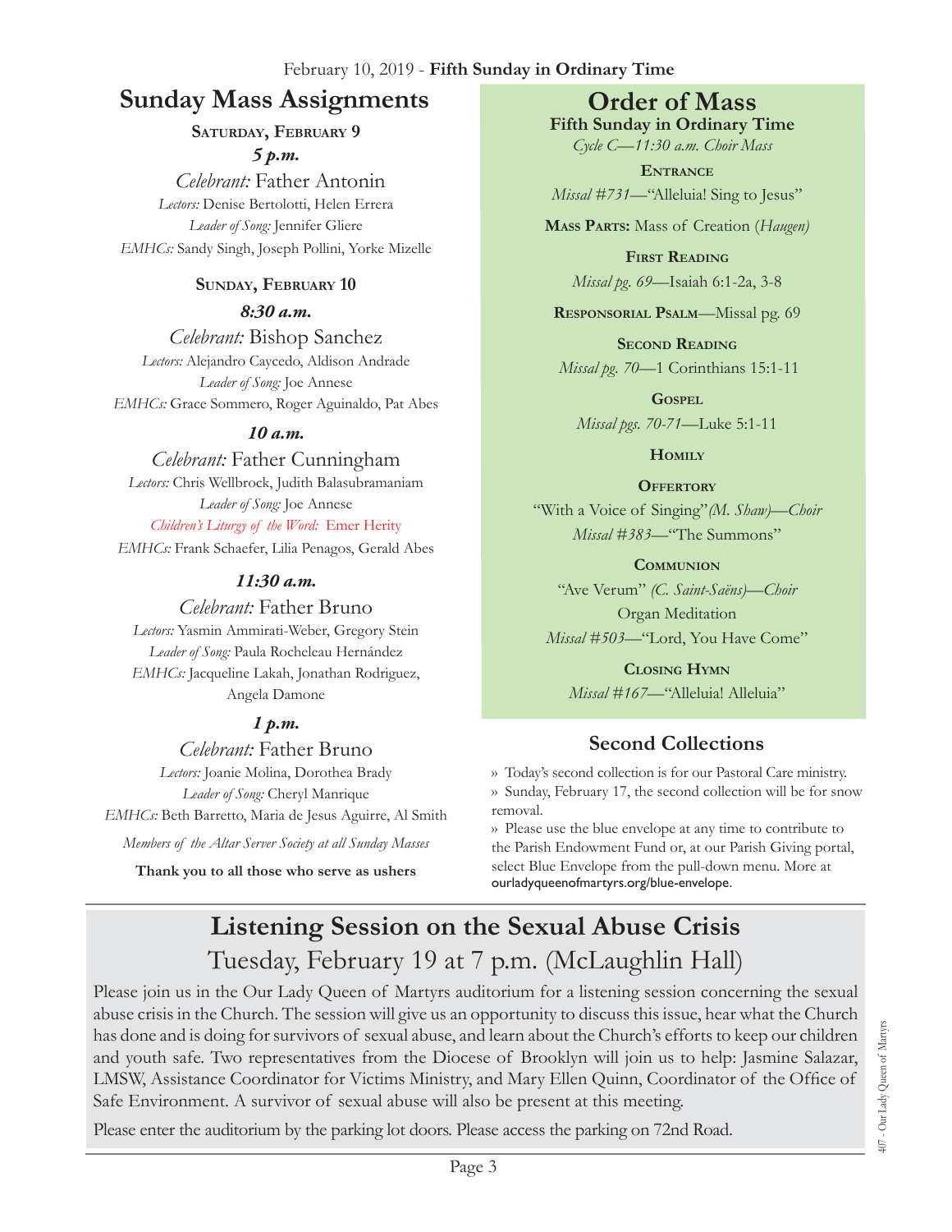February 10, 2019 - **Fifth Sunday in Ordinary Time**

## Sunday Mass Assignments

**Saturday, February 9**

***5 p.m.***

*Celebrant:* Father Antonin
*Lectors:* Denise Bertolotti, Helen Errera
*Leader of Song:* Jennifer Gliere
*EMHCs:* Sandy Singh, Joseph Pollini, Yorke Mizelle

**Sunday, February 10**

***8:30 a.m.***

*Celebrant:* Bishop Sanchez
*Lectors:* Alejandro Caycedo, Aldison Andrade
*Leader of Song:* Joe Annese
*EMHCs:* Grace Sommero, Roger Aguinaldo, Pat Abes

***10 a.m.***

*Celebrant:* Father Cunningham
*Lectors:* Chris Wellbrock, Judith Balasubramaniam
*Leader of Song:* Joe Annese
*Children's Liturgy of the Word:* Emer Herity
*EMHCs:* Frank Schaefer, Lilia Penagos, Gerald Abes

***11:30 a.m.***

*Celebrant:* Father Bruno
*Lectors:* Yasmin Ammirati-Weber, Gregory Stein
*Leader of Song:* Paula Rocheleau Hernández
*EMHCs:* Jacqueline Lakah, Jonathan Rodriguez, Angela Damone

***1 p.m.***

*Celebrant:* Father Bruno
*Lectors:* Joanie Molina, Dorothea Brady
*Leader of Song:* Cheryl Manrique
*EMHCs:* Beth Barretto, Maria de Jesus Aguirre, Al Smith

*Members of the Altar Server Society at all Sunday Masses*

**Thank you to all those who serve as ushers**

## Order of Mass

**Fifth Sunday in Ordinary Time**
*Cycle C—11:30 a.m. Choir Mass*

**Entrance**
*Missal #731*—"Alleluia! Sing to Jesus"

**Mass Parts:** Mass of Creation (*Haugen*)

**First Reading**
*Missal pg. 69*—Isaiah 6:1-2a, 3-8

**Responsorial Psalm**—Missal pg. 69

**Second Reading**
*Missal pg. 70*—1 Corinthians 15:1-11

**Gospel**
*Missal pgs. 70-71*—Luke 5:1-11

**Homily**

**Offertory**
"With a Voice of Singing" *(M. Shaw)—Choir*
*Missal #383*—"The Summons"

**Communion**
"Ave Verum" *(C. Saint-Saëns)—Choir*
Organ Meditation
*Missal #503*—"Lord, You Have Come"

**Closing Hymn**
*Missal #167*—"Alleluia! Alleluia"

## Second Collections

» Today's second collection is for our Pastoral Care ministry.
» Sunday, February 17, the second collection will be for snow removal.
» Please use the blue envelope at any time to contribute to the Parish Endowment Fund or, at our Parish Giving portal, select Blue Envelope from the pull-down menu. More at ourladyqueenofmartyrs.org/blue-envelope.

## Listening Session on the Sexual Abuse Crisis

### Tuesday, February 19 at 7 p.m. (McLaughlin Hall)

Please join us in the Our Lady Queen of Martyrs auditorium for a listening session concerning the sexual abuse crisis in the Church. The session will give us an opportunity to discuss this issue, hear what the Church has done and is doing for survivors of sexual abuse, and learn about the Church's efforts to keep our children and youth safe. Two representatives from the Diocese of Brooklyn will join us to help: Jasmine Salazar, LMSW, Assistance Coordinator for Victims Ministry, and Mary Ellen Quinn, Coordinator of the Office of Safe Environment. A survivor of sexual abuse will also be present at this meeting.

Please enter the auditorium by the parking lot doors. Please access the parking on 72nd Road.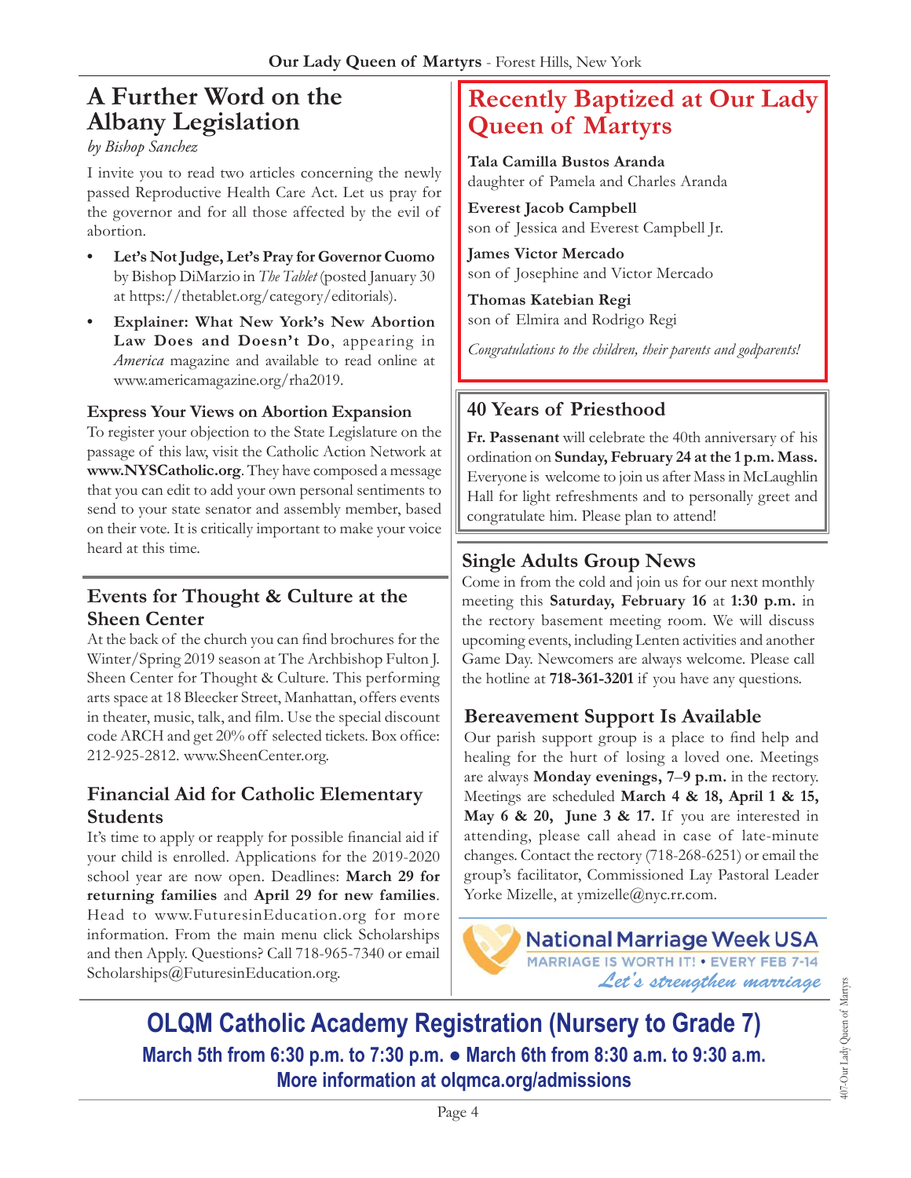## A Further Word on the Albany Legislation

*by Bishop Sanchez*

I invite you to read two articles concerning the newly passed Reproductive Health Care Act. Let us pray for the governor and for all those affected by the evil of abortion.

- **Let's Not Judge, Let's Pray for Governor Cuomo** by Bishop DiMarzio in *The Tablet* (posted January 30 at https://thetablet.org/category/editorials).
- **Explainer: What New York's New Abortion Law Does and Doesn't Do**, appearing in *America* magazine and available to read online at www.americamagazine.org/rha2019.

### Express Your Views on Abortion Expansion

To register your objection to the State Legislature on the passage of this law, visit the Catholic Action Network at **www.NYSCatholic.org**. They have composed a message that you can edit to add your own personal sentiments to send to your state senator and assembly member, based on their vote. It is critically important to make your voice heard at this time.

## Events for Thought & Culture at the Sheen Center

At the back of the church you can find brochures for the Winter/Spring 2019 season at The Archbishop Fulton J. Sheen Center for Thought & Culture. This performing arts space at 18 Bleecker Street, Manhattan, offers events in theater, music, talk, and film. Use the special discount code ARCH and get 20% off selected tickets. Box office: 212-925-2812. www.SheenCenter.org.

## Financial Aid for Catholic Elementary Students

It's time to apply or reapply for possible financial aid if your child is enrolled. Applications for the 2019-2020 school year are now open. Deadlines: **March 29 for returning families** and **April 29 for new families**. Head to www.FuturesinEducation.org for more information. From the main menu click Scholarships and then Apply. Questions? Call 718-965-7340 or email Scholarships@FuturesinEducation.org.

## Recently Baptized at Our Lady Queen of Martyrs

**Tala Camilla Bustos Aranda**
daughter of Pamela and Charles Aranda

**Everest Jacob Campbell**
son of Jessica and Everest Campbell Jr.

**James Victor Mercado**
son of Josephine and Victor Mercado

**Thomas Katebian Regi**
son of Elmira and Rodrigo Regi

*Congratulations to the children, their parents and godparents!*

## 40 Years of Priesthood

**Fr. Passenant** will celebrate the 40th anniversary of his ordination on **Sunday, February 24 at the 1 p.m. Mass.** Everyone is welcome to join us after Mass in McLaughlin Hall for light refreshments and to personally greet and congratulate him. Please plan to attend!

## Single Adults Group News

Come in from the cold and join us for our next monthly meeting this **Saturday, February 16** at **1:30 p.m.** in the rectory basement meeting room. We will discuss upcoming events, including Lenten activities and another Game Day. Newcomers are always welcome. Please call the hotline at **718-361-3201** if you have any questions.

## Bereavement Support Is Available

Our parish support group is a place to find help and healing for the hurt of losing a loved one. Meetings are always **Monday evenings, 7–9 p.m.** in the rectory. Meetings are scheduled **March 4 & 18, April 1 & 15, May 6 & 20, June 3 & 17.** If you are interested in attending, please call ahead in case of late-minute changes. Contact the rectory (718-268-6251) or email the group's facilitator, Commissioned Lay Pastoral Leader Yorke Mizelle, at ymizelle@nyc.rr.com.

**National Marriage Week USA**
MARRIAGE IS WORTH IT! • EVERY FEB 7-14
*Let's strengthen marriage*

## OLQM Catholic Academy Registration (Nursery to Grade 7)

**March 5th from 6:30 p.m. to 7:30 p.m. ● March 6th from 8:30 a.m. to 9:30 a.m.**
**More information at olqmca.org/admissions**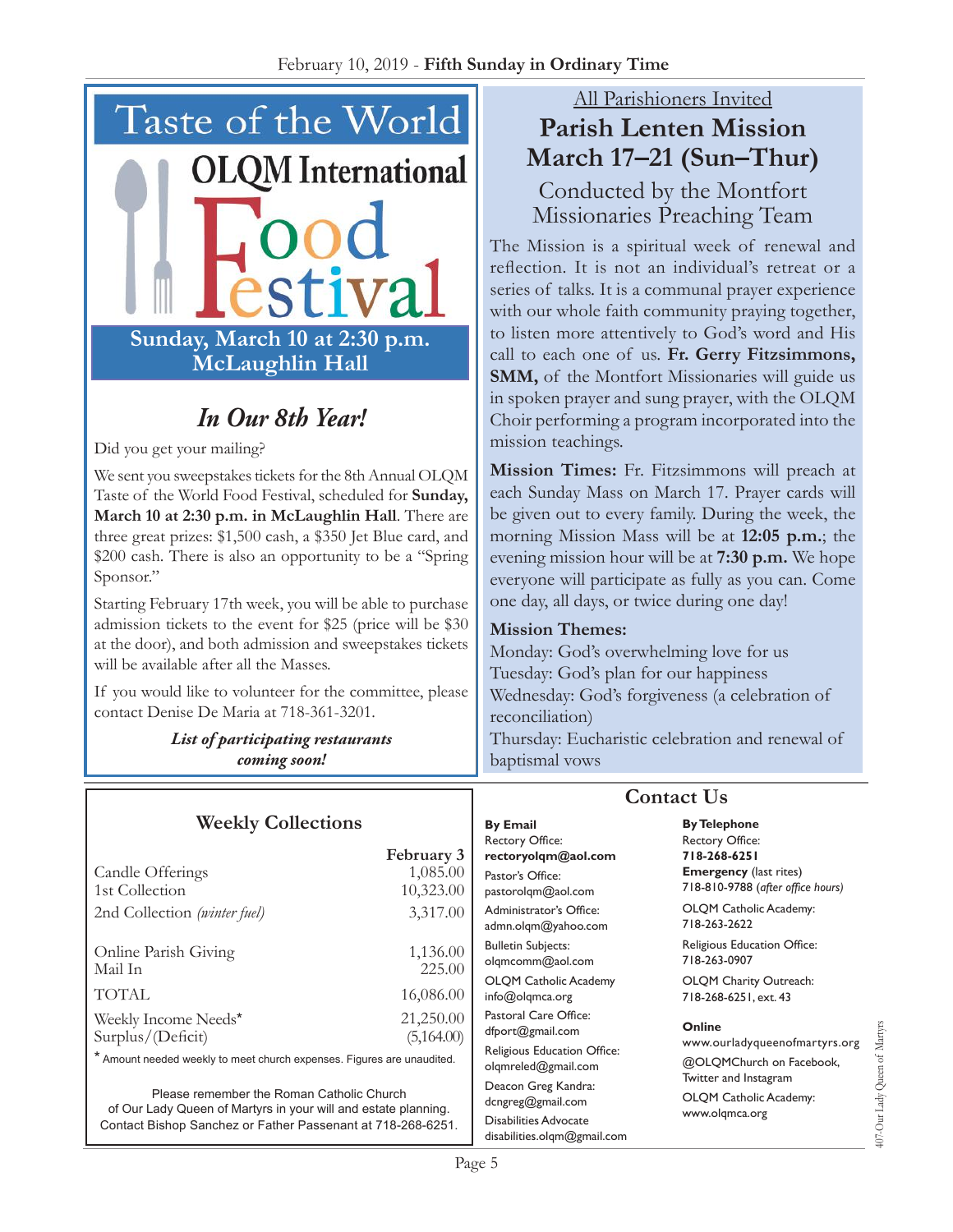# Taste of the World

## OLQM International Food Festival

**Sunday, March 10 at 2:30 p.m.**
**McLaughlin Hall**

## *In Our 8th Year!*

Did you get your mailing?

We sent you sweepstakes tickets for the 8th Annual OLQM Taste of the World Food Festival, scheduled for **Sunday, March 10 at 2:30 p.m. in McLaughlin Hall**. There are three great prizes: $1,500 cash, a $350 Jet Blue card, and $200 cash. There is also an opportunity to be a "Spring Sponsor."

Starting February 17th week, you will be able to purchase admission tickets to the event for $25 (price will be $30 at the door), and both admission and sweepstakes tickets will be available after all the Masses.

If you would like to volunteer for the committee, please contact Denise De Maria at 718-361-3201.

***List of participating restaurants coming soon!***

All Parishioners Invited

## Parish Lenten Mission March 17–21 (Sun–Thur)

Conducted by the Montfort Missionaries Preaching Team

The Mission is a spiritual week of renewal and reflection. It is not an individual's retreat or a series of talks. It is a communal prayer experience with our whole faith community praying together, to listen more attentively to God's word and His call to each one of us. **Fr. Gerry Fitzsimmons, SMM,** of the Montfort Missionaries will guide us in spoken prayer and sung prayer, with the OLQM Choir performing a program incorporated into the mission teachings.

**Mission Times:** Fr. Fitzsimmons will preach at each Sunday Mass on March 17. Prayer cards will be given out to every family. During the week, the morning Mission Mass will be at **12:05 p.m.**; the evening mission hour will be at **7:30 p.m.** We hope everyone will participate as fully as you can. Come one day, all days, or twice during one day!

**Mission Themes:**

Monday: God's overwhelming love for us
Tuesday: God's plan for our happiness
Wednesday: God's forgiveness (a celebration of reconciliation)
Thursday: Eucharistic celebration and renewal of baptismal vows

## Weekly Collections

| | February 3 |
|---|---:|
| Candle Offerings | 1,085.00 |
| 1st Collection | 10,323.00 |
| 2nd Collection *(winter fuel)* | 3,317.00 |
| Online Parish Giving | 1,136.00 |
| Mail In | 225.00 |
| TOTAL | 16,086.00 |
| Weekly Income Needs* | 21,250.00 |
| Surplus/(Deficit) | (5,164.00) |

* Amount needed weekly to meet church expenses. Figures are unaudited.

Please remember the Roman Catholic Church of Our Lady Queen of Martyrs in your will and estate planning. Contact Bishop Sanchez or Father Passenant at 718-268-6251.

## Contact Us

**By Email**

Rectory Office:
**rectoryolqm@aol.com**

Pastor's Office:
pastorolqm@aol.com

Administrator's Office:
admn.olqm@yahoo.com

Bulletin Subjects:
olqmcomm@aol.com

OLQM Catholic Academy
info@olqmca.org

Pastoral Care Office:
dfport@gmail.com

Religious Education Office:
olqmreled@gmail.com

Deacon Greg Kandra:
dcngreg@gmail.com

Disabilities Advocate
disabilities.olqm@gmail.com

**By Telephone**

Rectory Office:
**718-268-6251**

**Emergency** (last rites)
718-810-9788 (*after office hours)*

OLQM Catholic Academy:
718-263-2622

Religious Education Office:
718-263-0907

OLQM Charity Outreach:
718-268-6251, ext. 43

**Online**

www.ourladyqueenofmartyrs.org

@OLQMChurch on Facebook, Twitter and Instagram

OLQM Catholic Academy:
www.olqmca.org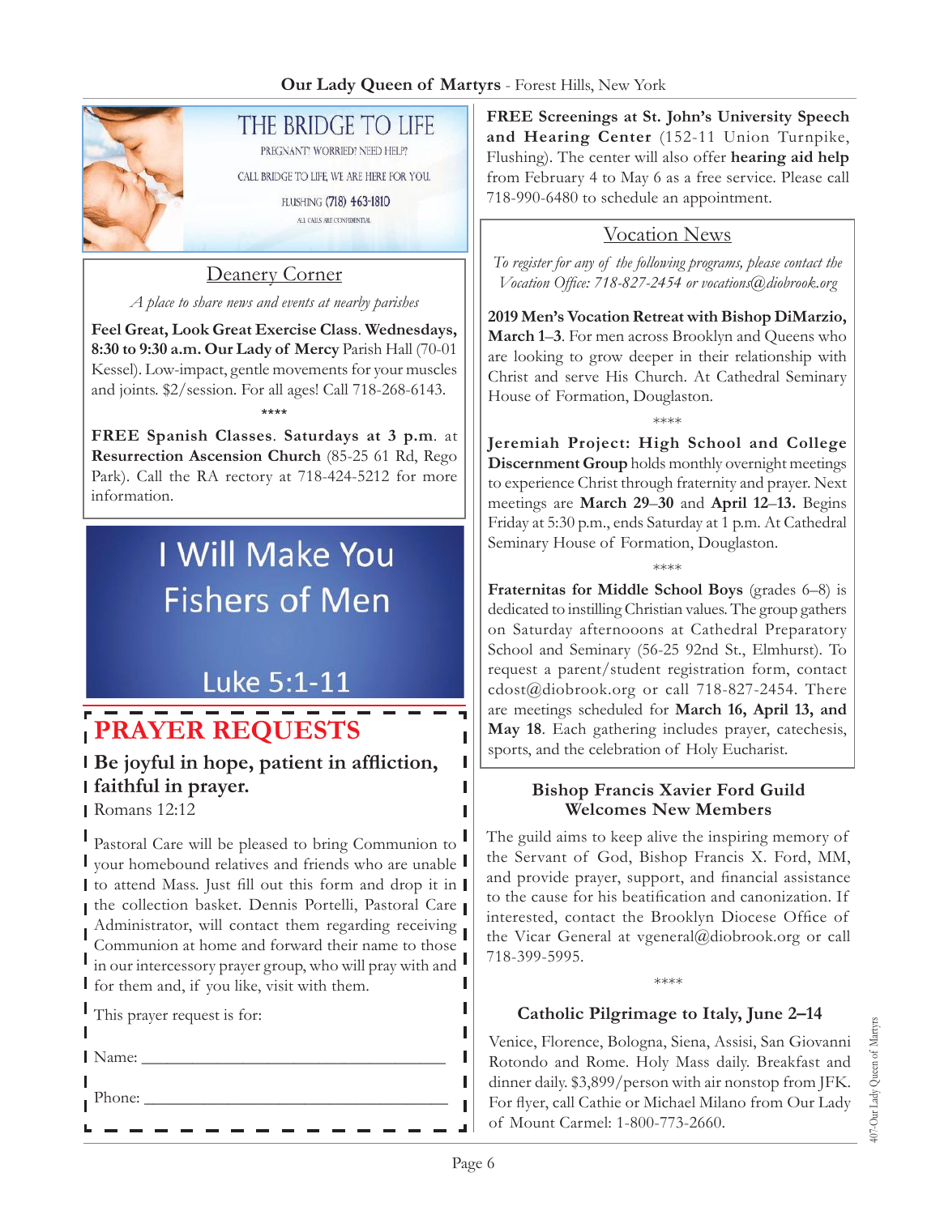THE BRIDGE TO LIFE

PREGNANT? WORRIED? NEED HELP?

CALL BRIDGE TO LIFE, WE ARE HERE FOR YOU.

FLUSHING (718) 463-1810

ALL CALLS ARE CONFIDENTIAL

## Deanery Corner

*A place to share news and events at nearby parishes*

**Feel Great, Look Great Exercise Class**. **Wednesdays, 8:30 to 9:30 a.m. Our Lady of Mercy** Parish Hall (70-01 Kessel). Low-impact, gentle movements for your muscles and joints. $2/session. For all ages! Call 718-268-6143.

****

**FREE Spanish Classes**. **Saturdays at 3 p.m**. at **Resurrection Ascension Church** (85-25 61 Rd, Rego Park). Call the RA rectory at 718-424-5212 for more information.

I Will Make You Fishers of Men

Luke 5:1-11

## PRAYER REQUESTS

**Be joyful in hope, patient in affliction, faithful in prayer.**

Romans 12:12

Pastoral Care will be pleased to bring Communion to your homebound relatives and friends who are unable to attend Mass. Just fill out this form and drop it in the collection basket. Dennis Portelli, Pastoral Care Administrator, will contact them regarding receiving Communion at home and forward their name to those in our intercessory prayer group, who will pray with and for them and, if you like, visit with them.

This prayer request is for:

Name: ___________________________________

Phone: ___________________________________

**FREE Screenings at St. John's University Speech and Hearing Center** (152-11 Union Turnpike, Flushing). The center will also offer **hearing aid help** from February 4 to May 6 as a free service. Please call 718-990-6480 to schedule an appointment.

## Vocation News

*To register for any of the following programs, please contact the Vocation Office: 718-827-2454 or vocations@diobrook.org*

**2019 Men's Vocation Retreat with Bishop DiMarzio, March 1–3**. For men across Brooklyn and Queens who are looking to grow deeper in their relationship with Christ and serve His Church. At Cathedral Seminary House of Formation, Douglaston.

****

**Jeremiah Project: High School and College Discernment Group** holds monthly overnight meetings to experience Christ through fraternity and prayer. Next meetings are **March 29–30** and **April 12–13.** Begins Friday at 5:30 p.m., ends Saturday at 1 p.m. At Cathedral Seminary House of Formation, Douglaston.

****

**Fraternitas for Middle School Boys** (grades 6–8) is dedicated to instilling Christian values. The group gathers on Saturday afternooons at Cathedral Preparatory School and Seminary (56-25 92nd St., Elmhurst). To request a parent/student registration form, contact cdost@diobrook.org or call 718-827-2454. There are meetings scheduled for **March 16, April 13, and May 18**. Each gathering includes prayer, catechesis, sports, and the celebration of Holy Eucharist.

### Bishop Francis Xavier Ford Guild Welcomes New Members

The guild aims to keep alive the inspiring memory of the Servant of God, Bishop Francis X. Ford, MM, and provide prayer, support, and financial assistance to the cause for his beatification and canonization. If interested, contact the Brooklyn Diocese Office of the Vicar General at vgeneral@diobrook.org or call 718-399-5995.

****

### Catholic Pilgrimage to Italy, June 2–14

Venice, Florence, Bologna, Siena, Assisi, San Giovanni Rotondo and Rome. Holy Mass daily. Breakfast and dinner daily. $3,899/person with air nonstop from JFK. For flyer, call Cathie or Michael Milano from Our Lady of Mount Carmel: 1-800-773-2660.